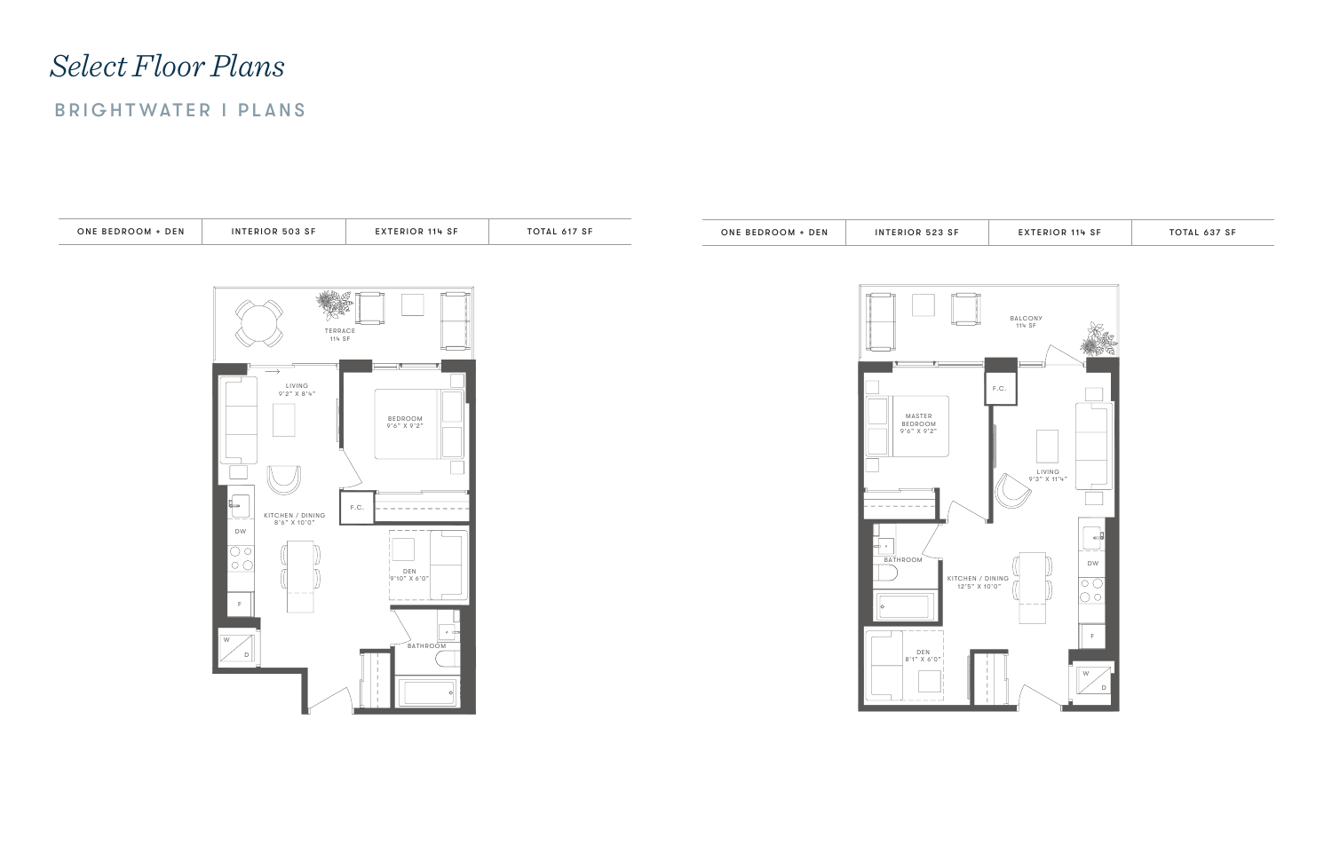# Select Floor Plans

## BRIGHTWATER I PLANS

| ONE BEDROOM + DEN | INTERIOR 503 SF | EXTERIOR 114 SF | TOTAL 617 SF |
|---|---|---|---|

TERRACE
114 SF

LIVING
9'2" X 8'4"

BEDROOM
9'6" X 9'2"

F.C.

KITCHEN / DINING
8'6" X 10'0"

DW

F

W
D

DEN
9'10" X 6'0"

BATHROOM

| ONE BEDROOM + DEN | INTERIOR 523 SF | EXTERIOR 114 SF | TOTAL 637 SF |
|---|---|---|---|

BALCONY
114 SF

F.C.

MASTER
BEDROOM
9'6" X 9'2"

LIVING
9'3" X 11'4"

BATHROOM

KITCHEN / DINING
12'5" X 10'0"

DW

F

DEN
8'1" X 6'0"

W
D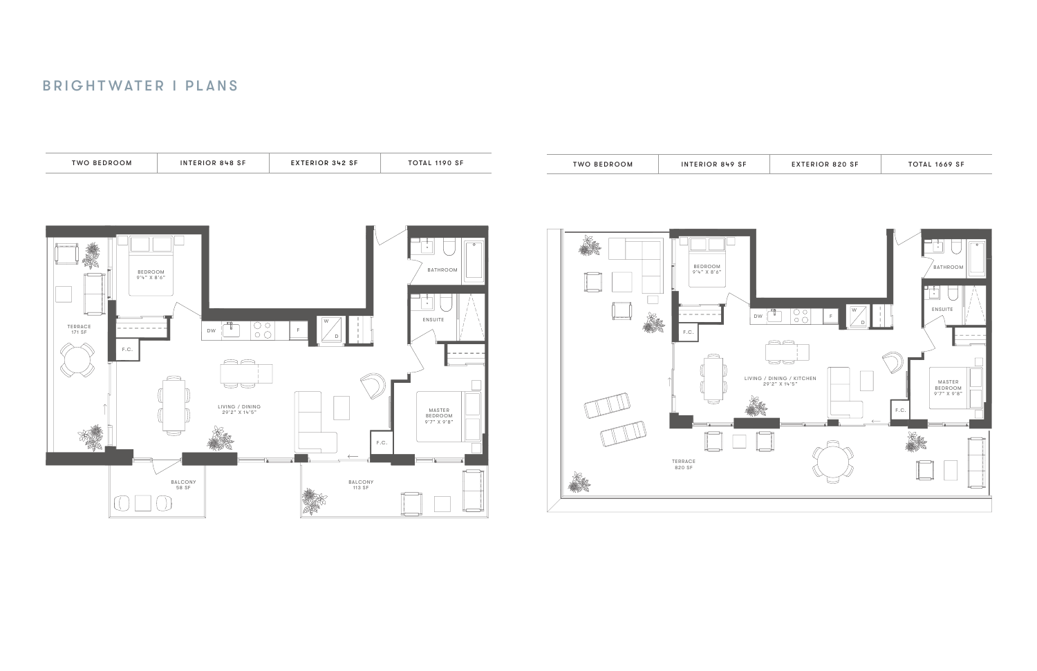# BRIGHTWATER | PLANS

| TWO BEDROOM | INTERIOR 848 SF | EXTERIOR 342 SF | TOTAL 1190 SF |
|---|---|---|---|

TERRACE
171 SF

BEDROOM
9'4" X 8'6"

F.C.

DW

F

W

D

BATHROOM

ENSUITE

LIVING / DINING
29'2" X 14'5"

MASTER BEDROOM
9'7" X 9'8"

F.C.

BALCONY
58 SF

BALCONY
113 SF

| TWO BEDROOM | INTERIOR 849 SF | EXTERIOR 820 SF | TOTAL 1669 SF |
|---|---|---|---|

BEDROOM
9'4" X 8'6"

F.C.

DW

F

W

D

BATHROOM

ENSUITE

LIVING / DINING / KITCHEN
29'2" X 14'5"

MASTER BEDROOM
9'7" X 9'8"

F.C.

TERRACE
820 SF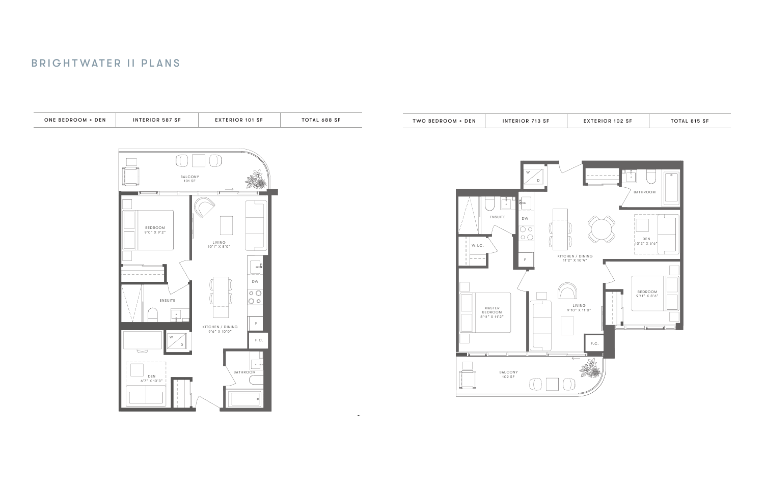# BRIGHTWATER II PLANS

| ONE BEDROOM + DEN | INTERIOR 587 SF | EXTERIOR 101 SF | TOTAL 688 SF |
|---|---|---|---|

BALCONY
101 SF

BEDROOM
9'0" X 9'2"

LIVING
10'1" X 8'0"

ENSUITE

DW

KITCHEN / DINING
9'6" X 10'0"

F

F.C.

W
D

DEN
6'7" X 10'3"

BATHROOM

| TWO BEDROOM + DEN | INTERIOR 713 SF | EXTERIOR 102 SF | TOTAL 815 SF |
|---|---|---|---|

W
D

BATHROOM

ENSUITE

DW

W.I.C.

F

KITCHEN / DINING
11'2" X 10'4"

DEN
10'2" X 6'6"

BEDROOM
9'11" X 8'6"

MASTER BEDROOM
8'11" X 11'2"

LIVING
9'10" X 11'0"

F.C.

BALCONY
102 SF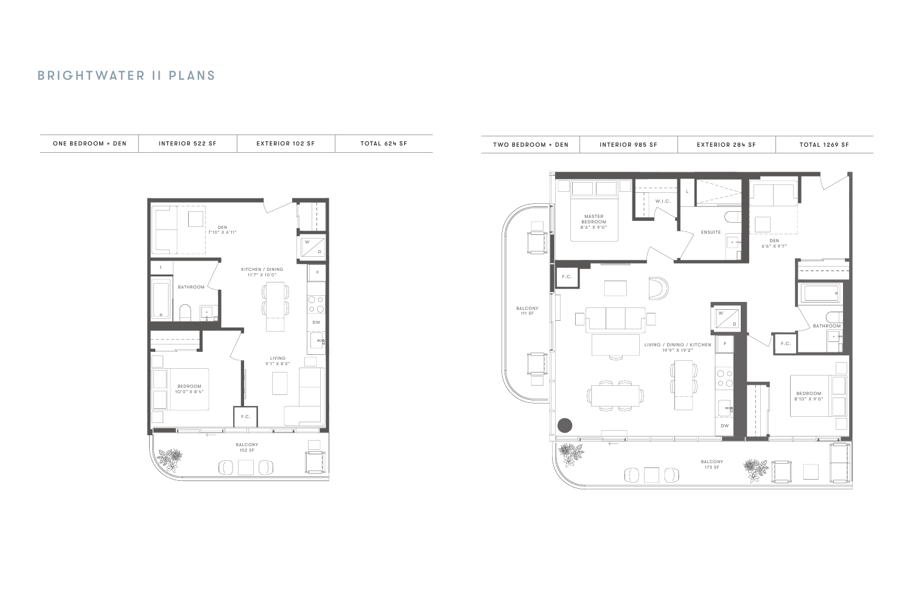# BRIGHTWATER II PLANS

| ONE BEDROOM + DEN | INTERIOR 522 SF | EXTERIOR 102 SF | TOTAL 624 SF |
| --- | --- | --- | --- |

DEN
7'10" X 6'11"

KITCHEN / DINING
11'7" X 10'0"

BATHROOM

BEDROOM
10'0" X 8'4"

LIVING
9'1" X 8'2"

F.C.

BALCONY
102 SF

| TWO BEDROOM + DEN | INTERIOR 985 SF | EXTERIOR 284 SF | TOTAL 1269 SF |
| --- | --- | --- | --- |

MASTER BEDROOM
8'6" X 9'0"

W.I.C.

ENSUITE

DEN
6'6" X 9'7"

F.C.

BALCONY
111 SF

LIVING / DINING / KITCHEN
19'9" X 19'2"

BATHROOM

F.C.

BEDROOM
8'10" X 9'0"

BALCONY
173 SF